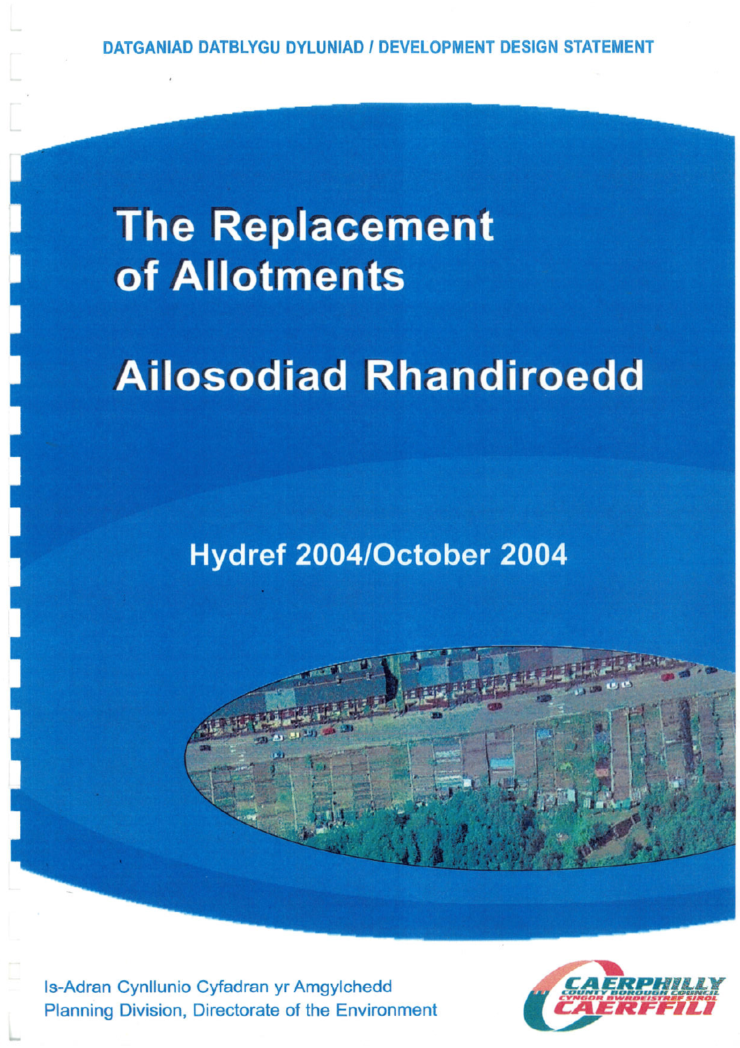DATGANIAD DATBLYGU DYLUNIAD / DEVELOPMENT DESIGN STATEMENT

# The Replacement of Allotments

# Ailosodiad Rhandiroedd

## Hydref 2004/October 2004

Is-Adran Cynllunio Cyfadran yr Amgylchedd
Planning Division, Directorate of the Environment

CAERPHILLY COUNTY BOROUGH COUNCIL
CYNGOR BWRDEISTREF SIROL CAERFFILI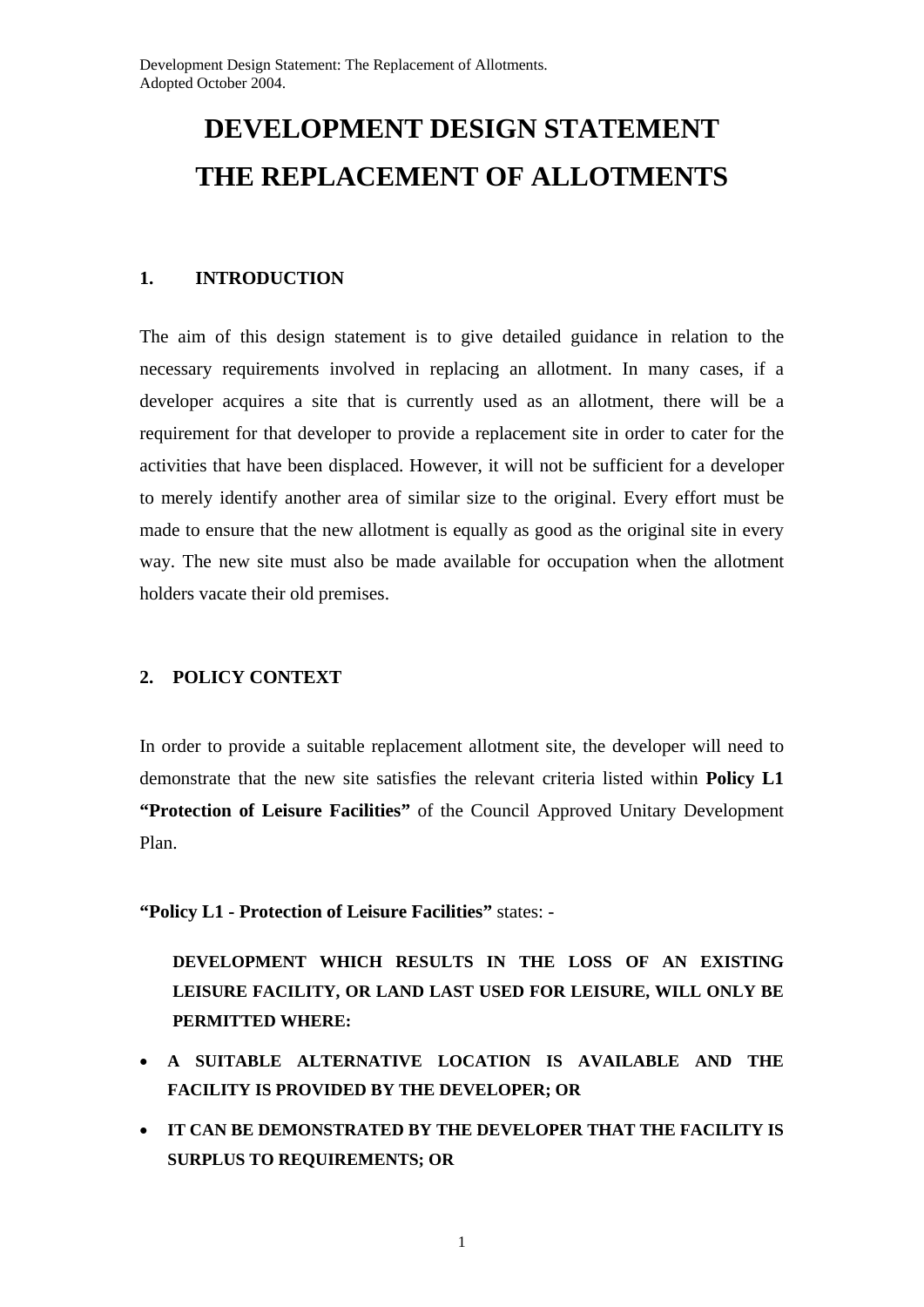# DEVELOPMENT DESIGN STATEMENT
# THE REPLACEMENT OF ALLOTMENTS

## 1. INTRODUCTION

The aim of this design statement is to give detailed guidance in relation to the necessary requirements involved in replacing an allotment. In many cases, if a developer acquires a site that is currently used as an allotment, there will be a requirement for that developer to provide a replacement site in order to cater for the activities that have been displaced. However, it will not be sufficient for a developer to merely identify another area of similar size to the original. Every effort must be made to ensure that the new allotment is equally as good as the original site in every way. The new site must also be made available for occupation when the allotment holders vacate their old premises.

## 2. POLICY CONTEXT

In order to provide a suitable replacement allotment site, the developer will need to demonstrate that the new site satisfies the relevant criteria listed within **Policy L1 "Protection of Leisure Facilities"** of the Council Approved Unitary Development Plan.

**"Policy L1 - Protection of Leisure Facilities"** states: -

**DEVELOPMENT WHICH RESULTS IN THE LOSS OF AN EXISTING LEISURE FACILITY, OR LAND LAST USED FOR LEISURE, WILL ONLY BE PERMITTED WHERE:**

- **A SUITABLE ALTERNATIVE LOCATION IS AVAILABLE AND THE FACILITY IS PROVIDED BY THE DEVELOPER; OR**
- **IT CAN BE DEMONSTRATED BY THE DEVELOPER THAT THE FACILITY IS SURPLUS TO REQUIREMENTS; OR**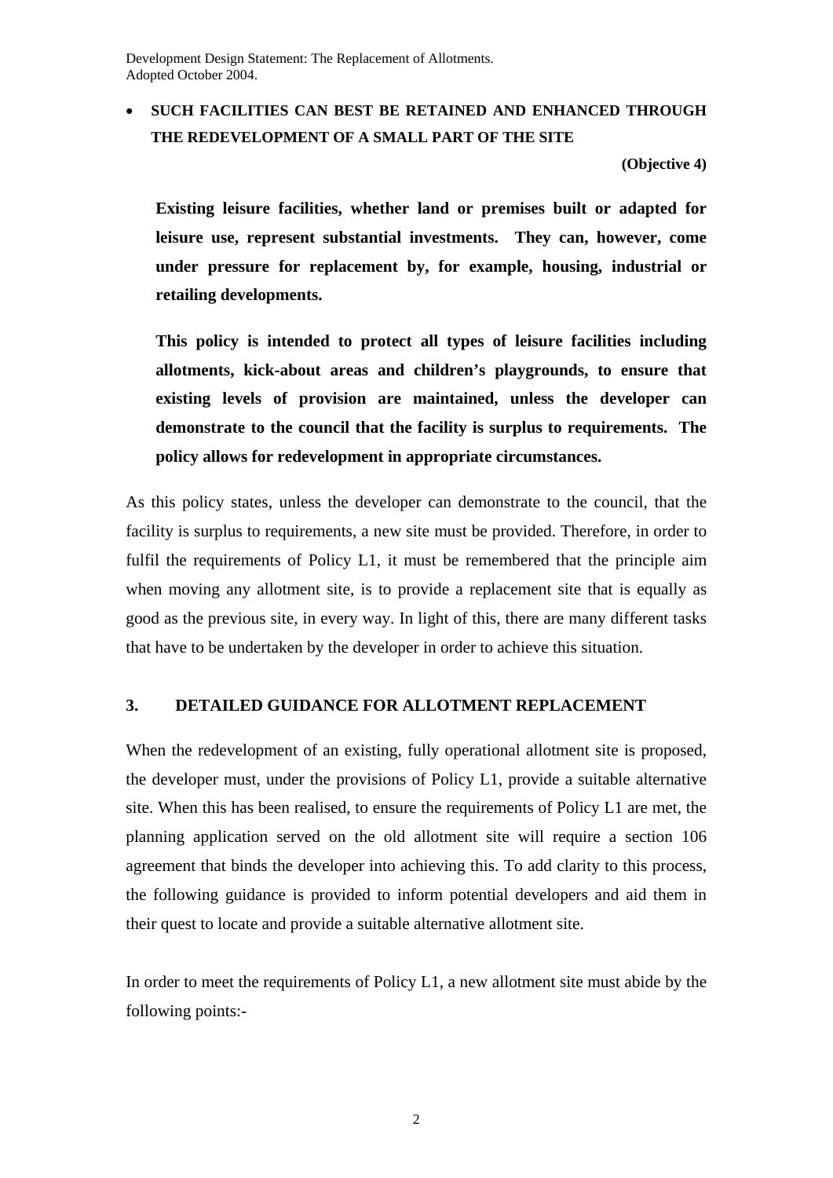- **SUCH FACILITIES CAN BEST BE RETAINED AND ENHANCED THROUGH THE REDEVELOPMENT OF A SMALL PART OF THE SITE**

**(Objective 4)**

**Existing leisure facilities, whether land or premises built or adapted for leisure use, represent substantial investments. They can, however, come under pressure for replacement by, for example, housing, industrial or retailing developments.**

**This policy is intended to protect all types of leisure facilities including allotments, kick-about areas and children's playgrounds, to ensure that existing levels of provision are maintained, unless the developer can demonstrate to the council that the facility is surplus to requirements. The policy allows for redevelopment in appropriate circumstances.**

As this policy states, unless the developer can demonstrate to the council, that the facility is surplus to requirements, a new site must be provided. Therefore, in order to fulfil the requirements of Policy L1, it must be remembered that the principle aim when moving any allotment site, is to provide a replacement site that is equally as good as the previous site, in every way. In light of this, there are many different tasks that have to be undertaken by the developer in order to achieve this situation.

## 3. DETAILED GUIDANCE FOR ALLOTMENT REPLACEMENT

When the redevelopment of an existing, fully operational allotment site is proposed, the developer must, under the provisions of Policy L1, provide a suitable alternative site. When this has been realised, to ensure the requirements of Policy L1 are met, the planning application served on the old allotment site will require a section 106 agreement that binds the developer into achieving this. To add clarity to this process, the following guidance is provided to inform potential developers and aid them in their quest to locate and provide a suitable alternative allotment site.

In order to meet the requirements of Policy L1, a new allotment site must abide by the following points:-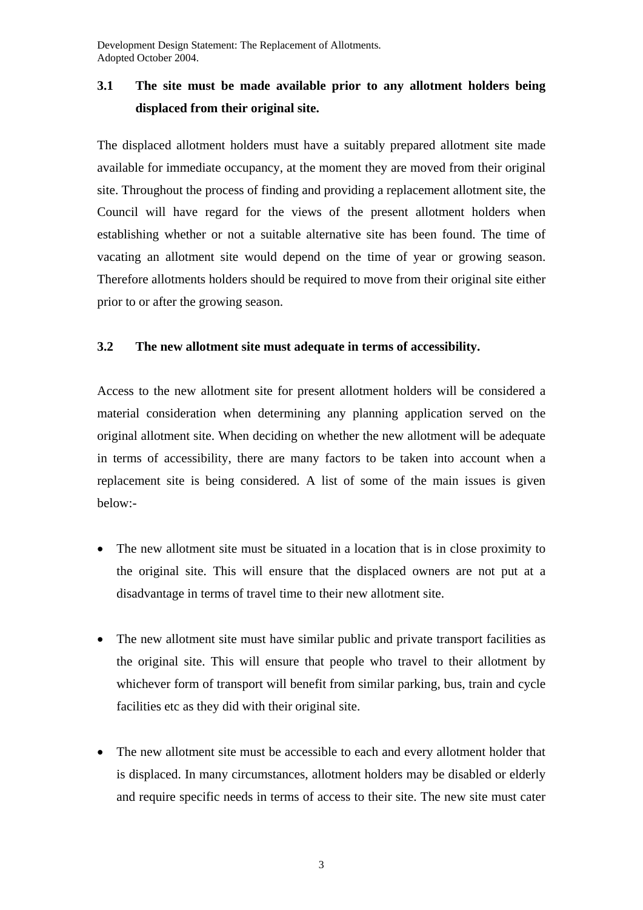### 3.1 The site must be made available prior to any allotment holders being displaced from their original site.

The displaced allotment holders must have a suitably prepared allotment site made available for immediate occupancy, at the moment they are moved from their original site. Throughout the process of finding and providing a replacement allotment site, the Council will have regard for the views of the present allotment holders when establishing whether or not a suitable alternative site has been found. The time of vacating an allotment site would depend on the time of year or growing season. Therefore allotments holders should be required to move from their original site either prior to or after the growing season.

### 3.2 The new allotment site must adequate in terms of accessibility.

Access to the new allotment site for present allotment holders will be considered a material consideration when determining any planning application served on the original allotment site. When deciding on whether the new allotment will be adequate in terms of accessibility, there are many factors to be taken into account when a replacement site is being considered. A list of some of the main issues is given below:-

- The new allotment site must be situated in a location that is in close proximity to the original site. This will ensure that the displaced owners are not put at a disadvantage in terms of travel time to their new allotment site.

- The new allotment site must have similar public and private transport facilities as the original site. This will ensure that people who travel to their allotment by whichever form of transport will benefit from similar parking, bus, train and cycle facilities etc as they did with their original site.

- The new allotment site must be accessible to each and every allotment holder that is displaced. In many circumstances, allotment holders may be disabled or elderly and require specific needs in terms of access to their site. The new site must cater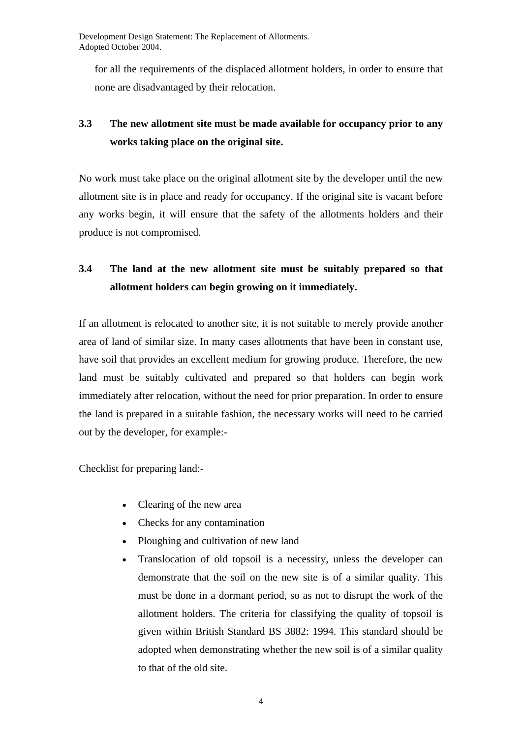for all the requirements of the displaced allotment holders, in order to ensure that none are disadvantaged by their relocation.

### 3.3 The new allotment site must be made available for occupancy prior to any works taking place on the original site.

No work must take place on the original allotment site by the developer until the new allotment site is in place and ready for occupancy. If the original site is vacant before any works begin, it will ensure that the safety of the allotments holders and their produce is not compromised.

### 3.4 The land at the new allotment site must be suitably prepared so that allotment holders can begin growing on it immediately.

If an allotment is relocated to another site, it is not suitable to merely provide another area of land of similar size. In many cases allotments that have been in constant use, have soil that provides an excellent medium for growing produce. Therefore, the new land must be suitably cultivated and prepared so that holders can begin work immediately after relocation, without the need for prior preparation. In order to ensure the land is prepared in a suitable fashion, the necessary works will need to be carried out by the developer, for example:-

Checklist for preparing land:-

- Clearing of the new area
- Checks for any contamination
- Ploughing and cultivation of new land
- Translocation of old topsoil is a necessity, unless the developer can demonstrate that the soil on the new site is of a similar quality. This must be done in a dormant period, so as not to disrupt the work of the allotment holders. The criteria for classifying the quality of topsoil is given within British Standard BS 3882: 1994. This standard should be adopted when demonstrating whether the new soil is of a similar quality to that of the old site.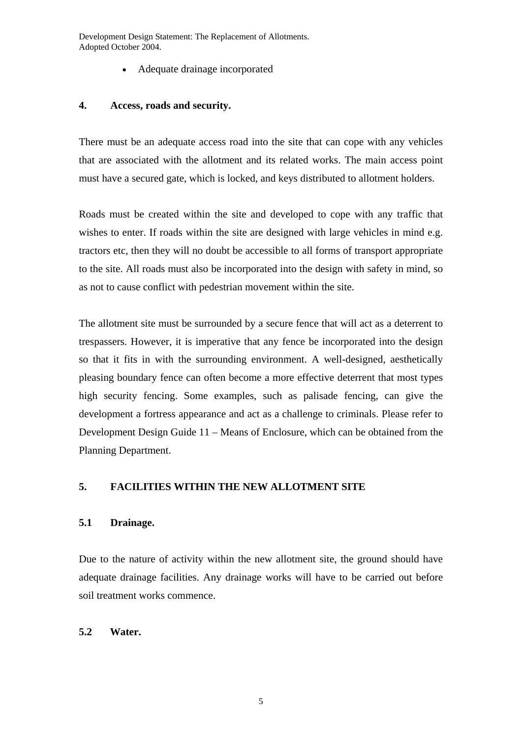- Adequate drainage incorporated

## 4. Access, roads and security.

There must be an adequate access road into the site that can cope with any vehicles that are associated with the allotment and its related works. The main access point must have a secured gate, which is locked, and keys distributed to allotment holders.

Roads must be created within the site and developed to cope with any traffic that wishes to enter. If roads within the site are designed with large vehicles in mind e.g. tractors etc, then they will no doubt be accessible to all forms of transport appropriate to the site. All roads must also be incorporated into the design with safety in mind, so as not to cause conflict with pedestrian movement within the site.

The allotment site must be surrounded by a secure fence that will act as a deterrent to trespassers. However, it is imperative that any fence be incorporated into the design so that it fits in with the surrounding environment. A well-designed, aesthetically pleasing boundary fence can often become a more effective deterrent that most types high security fencing. Some examples, such as palisade fencing, can give the development a fortress appearance and act as a challenge to criminals. Please refer to Development Design Guide 11 – Means of Enclosure, which can be obtained from the Planning Department.

## 5. FACILITIES WITHIN THE NEW ALLOTMENT SITE

### 5.1 Drainage.

Due to the nature of activity within the new allotment site, the ground should have adequate drainage facilities. Any drainage works will have to be carried out before soil treatment works commence.

### 5.2 Water.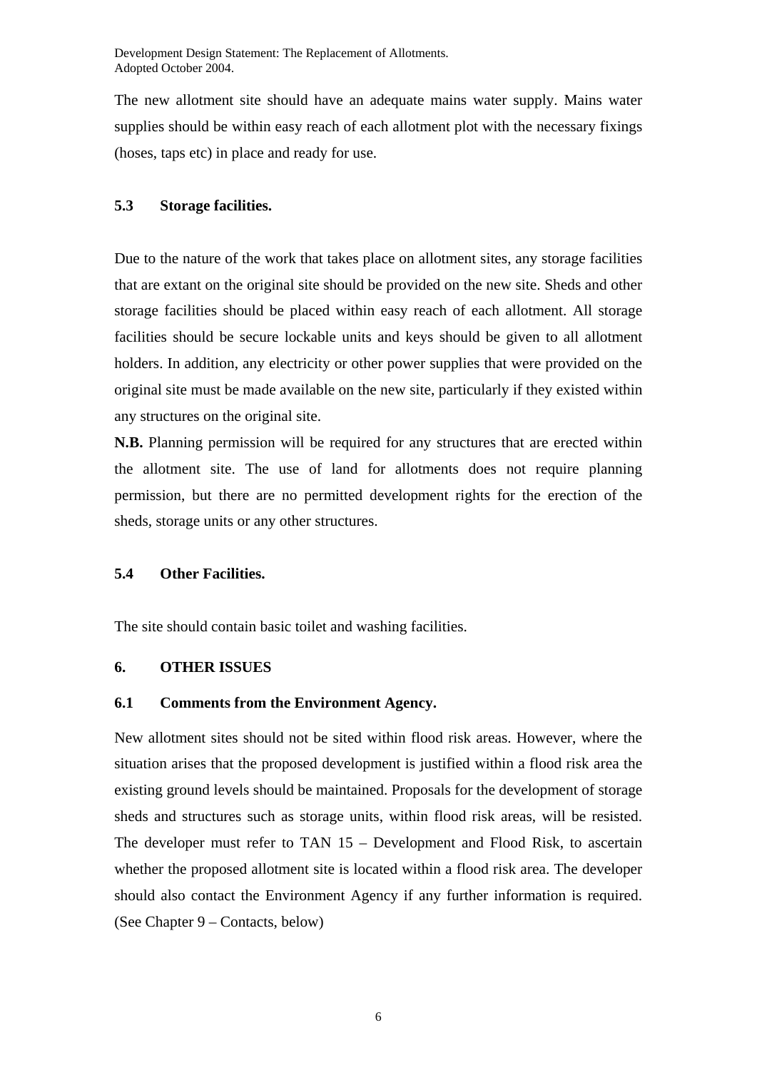The new allotment site should have an adequate mains water supply. Mains water supplies should be within easy reach of each allotment plot with the necessary fixings (hoses, taps etc) in place and ready for use.

### 5.3 Storage facilities.

Due to the nature of the work that takes place on allotment sites, any storage facilities that are extant on the original site should be provided on the new site. Sheds and other storage facilities should be placed within easy reach of each allotment. All storage facilities should be secure lockable units and keys should be given to all allotment holders. In addition, any electricity or other power supplies that were provided on the original site must be made available on the new site, particularly if they existed within any structures on the original site.

**N.B.** Planning permission will be required for any structures that are erected within the allotment site. The use of land for allotments does not require planning permission, but there are no permitted development rights for the erection of the sheds, storage units or any other structures.

### 5.4 Other Facilities.

The site should contain basic toilet and washing facilities.

## 6. OTHER ISSUES

### 6.1 Comments from the Environment Agency.

New allotment sites should not be sited within flood risk areas. However, where the situation arises that the proposed development is justified within a flood risk area the existing ground levels should be maintained. Proposals for the development of storage sheds and structures such as storage units, within flood risk areas, will be resisted. The developer must refer to TAN 15 – Development and Flood Risk, to ascertain whether the proposed allotment site is located within a flood risk area. The developer should also contact the Environment Agency if any further information is required. (See Chapter 9 – Contacts, below)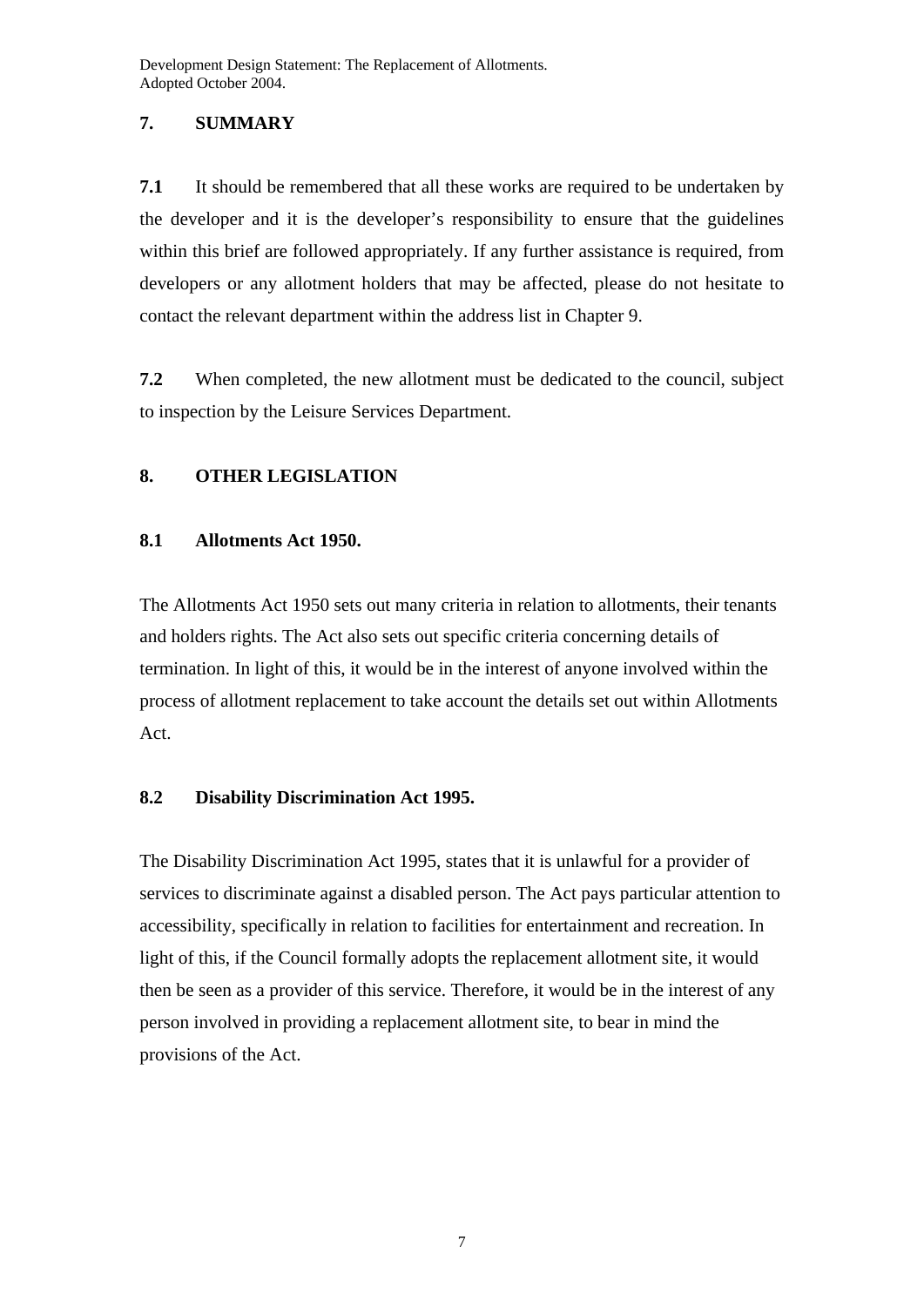## 7. SUMMARY

**7.1** It should be remembered that all these works are required to be undertaken by the developer and it is the developer's responsibility to ensure that the guidelines within this brief are followed appropriately. If any further assistance is required, from developers or any allotment holders that may be affected, please do not hesitate to contact the relevant department within the address list in Chapter 9.

**7.2** When completed, the new allotment must be dedicated to the council, subject to inspection by the Leisure Services Department.

## 8. OTHER LEGISLATION

### 8.1 Allotments Act 1950.

The Allotments Act 1950 sets out many criteria in relation to allotments, their tenants and holders rights. The Act also sets out specific criteria concerning details of termination. In light of this, it would be in the interest of anyone involved within the process of allotment replacement to take account the details set out within Allotments Act.

### 8.2 Disability Discrimination Act 1995.

The Disability Discrimination Act 1995, states that it is unlawful for a provider of services to discriminate against a disabled person. The Act pays particular attention to accessibility, specifically in relation to facilities for entertainment and recreation. In light of this, if the Council formally adopts the replacement allotment site, it would then be seen as a provider of this service. Therefore, it would be in the interest of any person involved in providing a replacement allotment site, to bear in mind the provisions of the Act.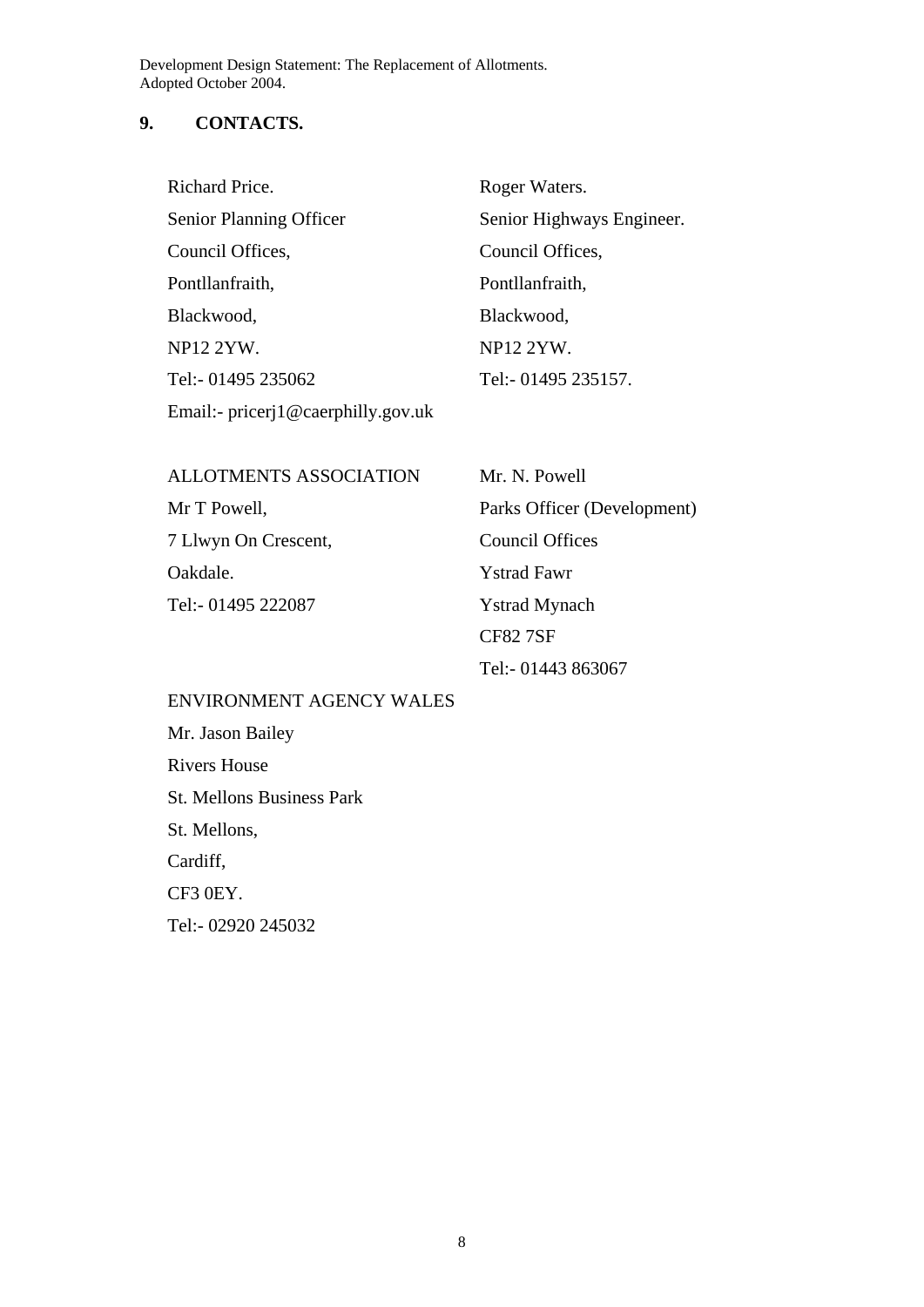## 9. CONTACTS.

Richard Price.
Senior Planning Officer
Council Offices,
Pontllanfraith,
Blackwood,
NP12 2YW.
Tel:- 01495 235062
Email:- pricerj1@caerphilly.gov.uk

Roger Waters.
Senior Highways Engineer.
Council Offices,
Pontllanfraith,
Blackwood,
NP12 2YW.
Tel:- 01495 235157.

ALLOTMENTS ASSOCIATION
Mr T Powell,
7 Llwyn On Crescent,
Oakdale.
Tel:- 01495 222087

Mr. N. Powell
Parks Officer (Development)
Council Offices
Ystrad Fawr
Ystrad Mynach
CF82 7SF
Tel:- 01443 863067

ENVIRONMENT AGENCY WALES
Mr. Jason Bailey
Rivers House
St. Mellons Business Park
St. Mellons,
Cardiff,
CF3 0EY.
Tel:- 02920 245032